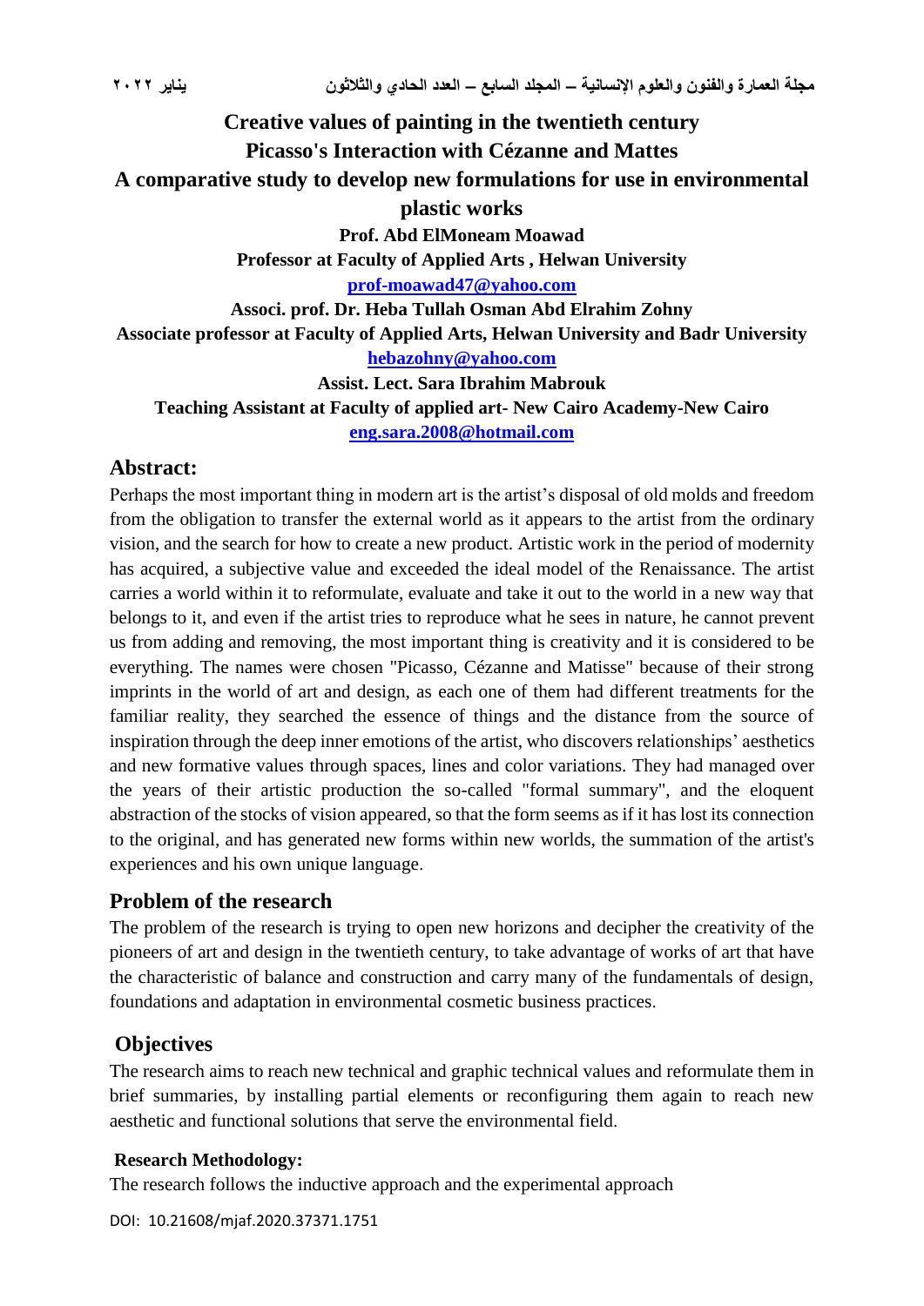# Creative values of painting in the twentieth century

# Picasso's Interaction with Cézanne and Mattes

# A comparative study to develop new formulations for use in environmental plastic works

**Prof. Abd ElMoneam Moawad**

**Professor at Faculty of Applied Arts , Helwan University**

**prof-moawad47@yahoo.com**

**Associ. prof. Dr. Heba Tullah Osman Abd Elrahim Zohny**

**Associate professor at Faculty of Applied Arts, Helwan University and Badr University**

**hebazohny@yahoo.com**

**Assist. Lect. Sara Ibrahim Mabrouk**

**Teaching Assistant at Faculty of applied art- New Cairo Academy-New Cairo**

**eng.sara.2008@hotmail.com**

## Abstract:

Perhaps the most important thing in modern art is the artist's disposal of old molds and freedom from the obligation to transfer the external world as it appears to the artist from the ordinary vision, and the search for how to create a new product. Artistic work in the period of modernity has acquired, a subjective value and exceeded the ideal model of the Renaissance. The artist carries a world within it to reformulate, evaluate and take it out to the world in a new way that belongs to it, and even if the artist tries to reproduce what he sees in nature, he cannot prevent us from adding and removing, the most important thing is creativity and it is considered to be everything. The names were chosen "Picasso, Cézanne and Matisse" because of their strong imprints in the world of art and design, as each one of them had different treatments for the familiar reality, they searched the essence of things and the distance from the source of inspiration through the deep inner emotions of the artist, who discovers relationships' aesthetics and new formative values through spaces, lines and color variations. They had managed over the years of their artistic production the so-called "formal summary", and the eloquent abstraction of the stocks of vision appeared, so that the form seems as if it has lost its connection to the original, and has generated new forms within new worlds, the summation of the artist's experiences and his own unique language.

## Problem of the research

The problem of the research is trying to open new horizons and decipher the creativity of the pioneers of art and design in the twentieth century, to take advantage of works of art that have the characteristic of balance and construction and carry many of the fundamentals of design, foundations and adaptation in environmental cosmetic business practices.

## Objectives

The research aims to reach new technical and graphic technical values and reformulate them in brief summaries, by installing partial elements or reconfiguring them again to reach new aesthetic and functional solutions that serve the environmental field.

### Research Methodology:

The research follows the inductive approach and the experimental approach

DOI: 10.21608/mjaf.2020.37371.1751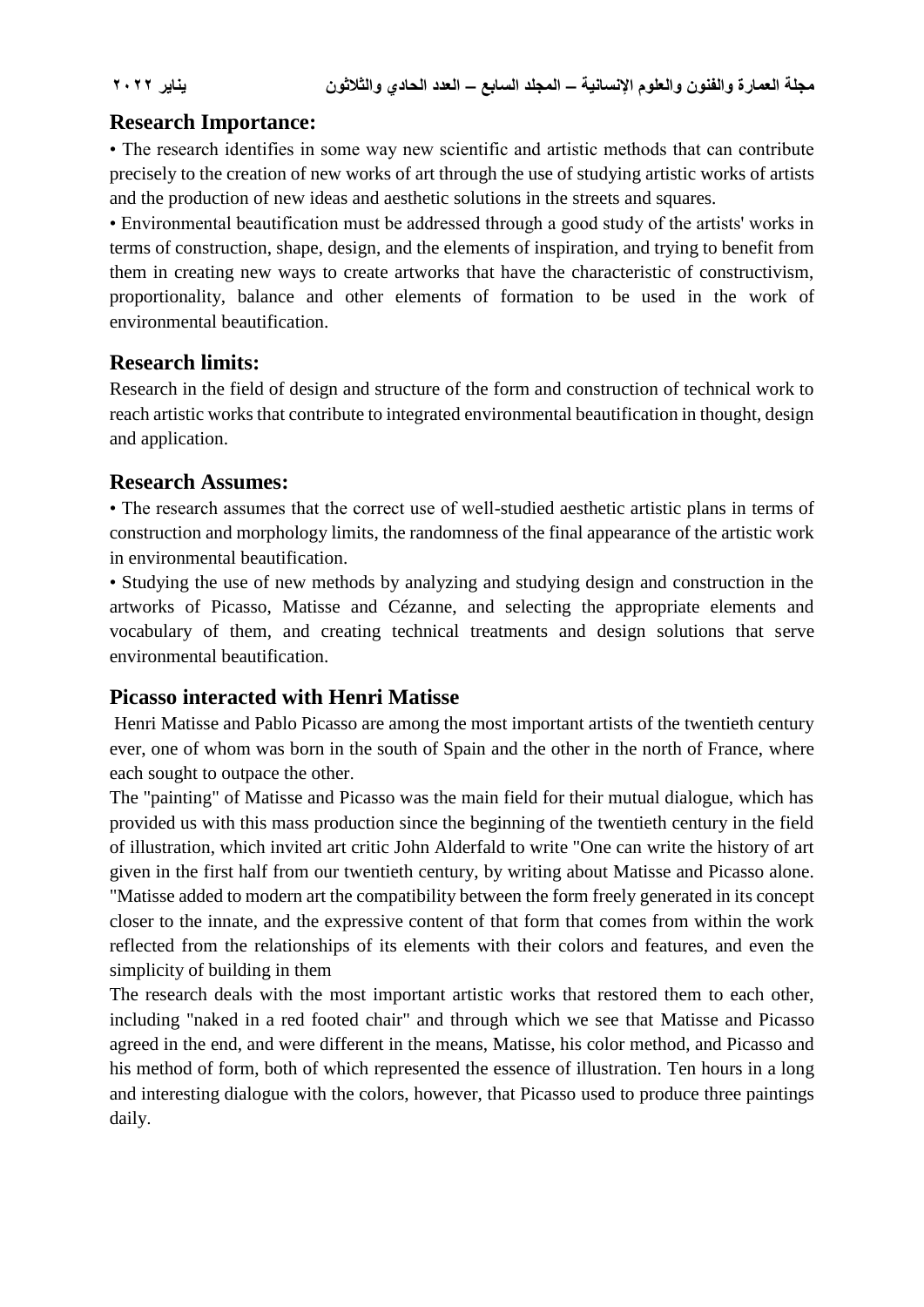## Research Importance:

• The research identifies in some way new scientific and artistic methods that can contribute precisely to the creation of new works of art through the use of studying artistic works of artists and the production of new ideas and aesthetic solutions in the streets and squares.

• Environmental beautification must be addressed through a good study of the artists' works in terms of construction, shape, design, and the elements of inspiration, and trying to benefit from them in creating new ways to create artworks that have the characteristic of constructivism, proportionality, balance and other elements of formation to be used in the work of environmental beautification.

## Research limits:

Research in the field of design and structure of the form and construction of technical work to reach artistic works that contribute to integrated environmental beautification in thought, design and application.

## Research Assumes:

• The research assumes that the correct use of well-studied aesthetic artistic plans in terms of construction and morphology limits, the randomness of the final appearance of the artistic work in environmental beautification.

• Studying the use of new methods by analyzing and studying design and construction in the artworks of Picasso, Matisse and Cézanne, and selecting the appropriate elements and vocabulary of them, and creating technical treatments and design solutions that serve environmental beautification.

## Picasso interacted with Henri Matisse

Henri Matisse and Pablo Picasso are among the most important artists of the twentieth century ever, one of whom was born in the south of Spain and the other in the north of France, where each sought to outpace the other.

The "painting" of Matisse and Picasso was the main field for their mutual dialogue, which has provided us with this mass production since the beginning of the twentieth century in the field of illustration, which invited art critic John Alderfald to write "One can write the history of art given in the first half from our twentieth century, by writing about Matisse and Picasso alone. "Matisse added to modern art the compatibility between the form freely generated in its concept closer to the innate, and the expressive content of that form that comes from within the work reflected from the relationships of its elements with their colors and features, and even the simplicity of building in them

The research deals with the most important artistic works that restored them to each other, including "naked in a red footed chair" and through which we see that Matisse and Picasso agreed in the end, and were different in the means, Matisse, his color method, and Picasso and his method of form, both of which represented the essence of illustration. Ten hours in a long and interesting dialogue with the colors, however, that Picasso used to produce three paintings daily.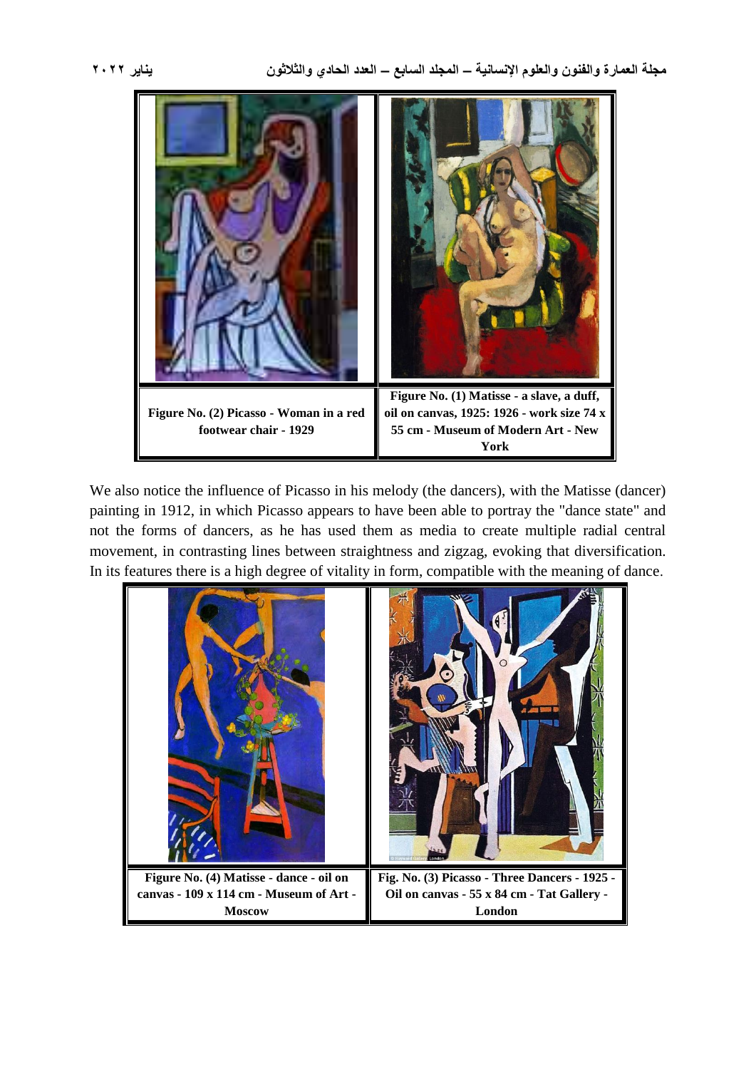| Figure No. (2) Picasso - Woman in a red footwear chair - 1929 | Figure No. (1) Matisse - a slave, a duff, oil on canvas, 1925: 1926 - work size 74 x 55 cm - Museum of Modern Art - New York |
|---|---|

We also notice the influence of Picasso in his melody (the dancers), with the Matisse (dancer) painting in 1912, in which Picasso appears to have been able to portray the "dance state" and not the forms of dancers, as he has used them as media to create multiple radial central movement, in contrasting lines between straightness and zigzag, evoking that diversification. In its features there is a high degree of vitality in form, compatible with the meaning of dance.

| Figure No. (4) Matisse - dance - oil on canvas - 109 x 114 cm - Museum of Art - Moscow | Fig. No. (3) Picasso - Three Dancers - 1925 - Oil on canvas - 55 x 84 cm - Tat Gallery - London |
|---|---|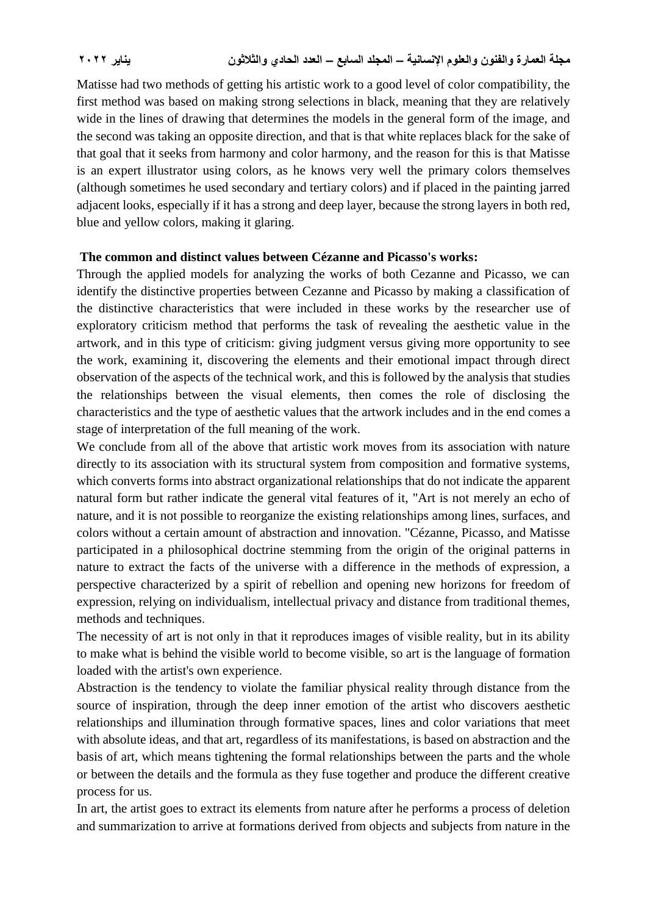Matisse had two methods of getting his artistic work to a good level of color compatibility, the first method was based on making strong selections in black, meaning that they are relatively wide in the lines of drawing that determines the models in the general form of the image, and the second was taking an opposite direction, and that is that white replaces black for the sake of that goal that it seeks from harmony and color harmony, and the reason for this is that Matisse is an expert illustrator using colors, as he knows very well the primary colors themselves (although sometimes he used secondary and tertiary colors) and if placed in the painting jarred adjacent looks, especially if it has a strong and deep layer, because the strong layers in both red, blue and yellow colors, making it glaring.

**The common and distinct values between Cézanne and Picasso's works:**

Through the applied models for analyzing the works of both Cezanne and Picasso, we can identify the distinctive properties between Cezanne and Picasso by making a classification of the distinctive characteristics that were included in these works by the researcher use of exploratory criticism method that performs the task of revealing the aesthetic value in the artwork, and in this type of criticism: giving judgment versus giving more opportunity to see the work, examining it, discovering the elements and their emotional impact through direct observation of the aspects of the technical work, and this is followed by the analysis that studies the relationships between the visual elements, then comes the role of disclosing the characteristics and the type of aesthetic values that the artwork includes and in the end comes a stage of interpretation of the full meaning of the work.

We conclude from all of the above that artistic work moves from its association with nature directly to its association with its structural system from composition and formative systems, which converts forms into abstract organizational relationships that do not indicate the apparent natural form but rather indicate the general vital features of it, "Art is not merely an echo of nature, and it is not possible to reorganize the existing relationships among lines, surfaces, and colors without a certain amount of abstraction and innovation. "Cézanne, Picasso, and Matisse participated in a philosophical doctrine stemming from the origin of the original patterns in nature to extract the facts of the universe with a difference in the methods of expression, a perspective characterized by a spirit of rebellion and opening new horizons for freedom of expression, relying on individualism, intellectual privacy and distance from traditional themes, methods and techniques.

The necessity of art is not only in that it reproduces images of visible reality, but in its ability to make what is behind the visible world to become visible, so art is the language of formation loaded with the artist's own experience.

Abstraction is the tendency to violate the familiar physical reality through distance from the source of inspiration, through the deep inner emotion of the artist who discovers aesthetic relationships and illumination through formative spaces, lines and color variations that meet with absolute ideas, and that art, regardless of its manifestations, is based on abstraction and the basis of art, which means tightening the formal relationships between the parts and the whole or between the details and the formula as they fuse together and produce the different creative process for us.

In art, the artist goes to extract its elements from nature after he performs a process of deletion and summarization to arrive at formations derived from objects and subjects from nature in the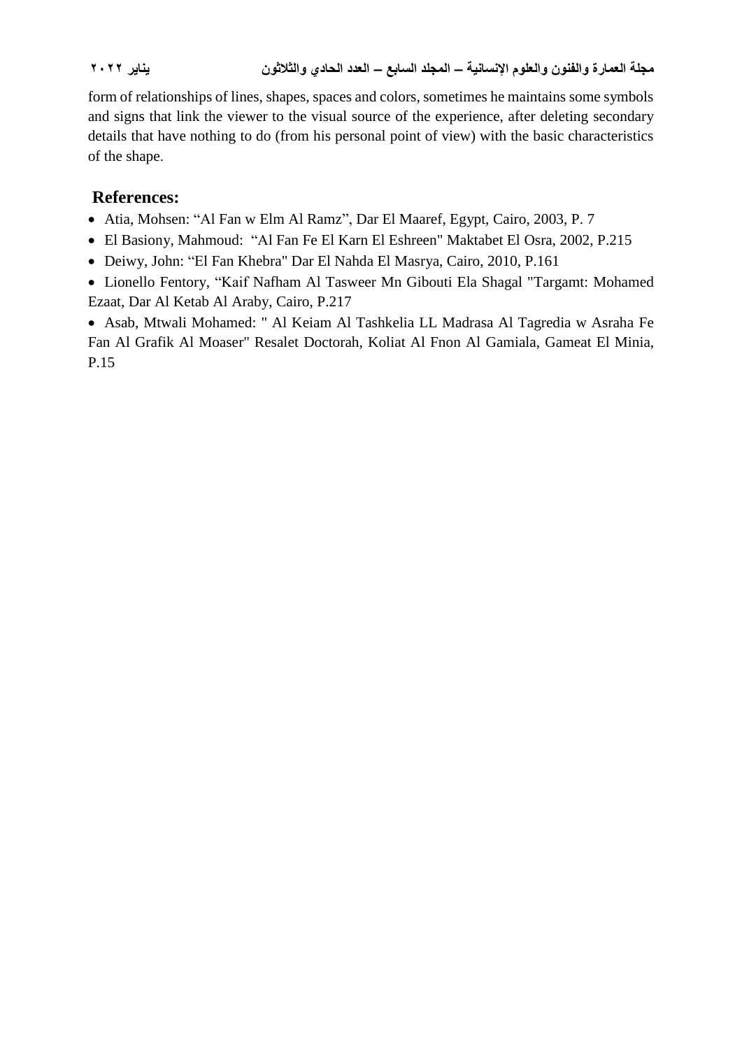form of relationships of lines, shapes, spaces and colors, sometimes he maintains some symbols and signs that link the viewer to the visual source of the experience, after deleting secondary details that have nothing to do (from his personal point of view) with the basic characteristics of the shape.

## References:

- Atia, Mohsen: "Al Fan w Elm Al Ramz", Dar El Maaref, Egypt, Cairo, 2003, P. 7
- El Basiony, Mahmoud: "Al Fan Fe El Karn El Eshreen" Maktabet El Osra, 2002, P.215
- Deiwy, John: "El Fan Khebra" Dar El Nahda El Masrya, Cairo, 2010, P.161
- Lionello Fentory, "Kaif Nafham Al Tasweer Mn Gibouti Ela Shagal "Targamt: Mohamed Ezaat, Dar Al Ketab Al Araby, Cairo, P.217
- Asab, Mtwali Mohamed: " Al Keiam Al Tashkelia LL Madrasa Al Tagredia w Asraha Fe Fan Al Grafik Al Moaser" Resalet Doctorah, Koliat Al Fnon Al Gamiala, Gameat El Minia, P.15